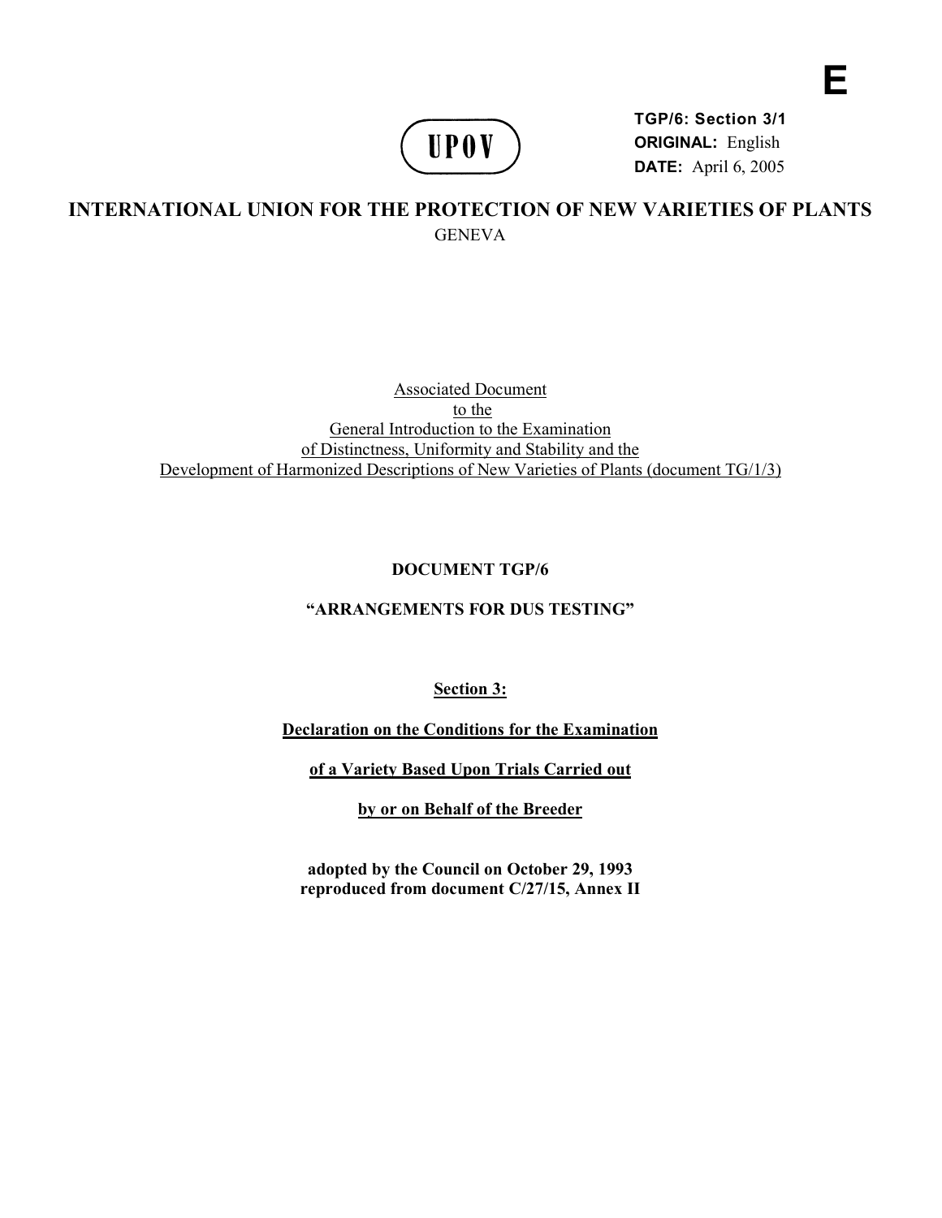**E**

UPOV

**TGP/6: Section 3/1**
**ORIGINAL:** English
**DATE:** April 6, 2005

# INTERNATIONAL UNION FOR THE PROTECTION OF NEW VARIETIES OF PLANTS

GENEVA

Associated Document
to the
General Introduction to the Examination
of Distinctness, Uniformity and Stability and the
Development of Harmonized Descriptions of New Varieties of Plants (document TG/1/3)

## DOCUMENT TGP/6

## "ARRANGEMENTS FOR DUS TESTING"

## Section 3:

## Declaration on the Conditions for the Examination of a Variety Based Upon Trials Carried out by or on Behalf of the Breeder

**adopted by the Council on October 29, 1993**
**reproduced from document C/27/15, Annex II**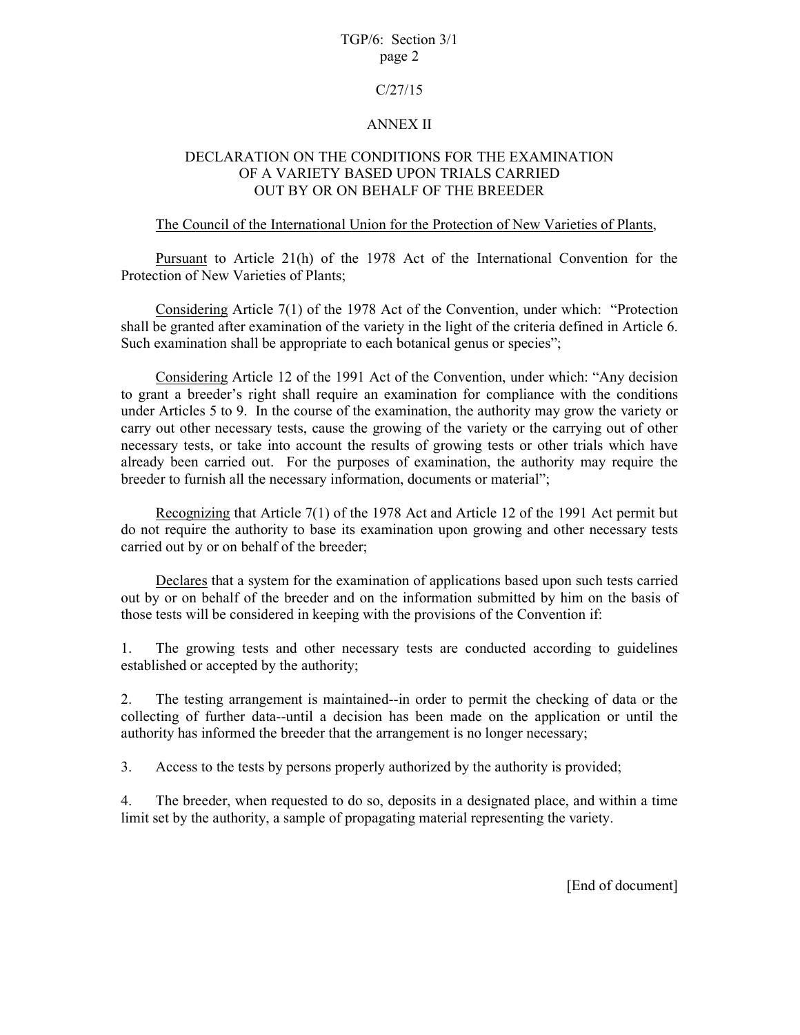C/27/15

ANNEX II

# DECLARATION ON THE CONDITIONS FOR THE EXAMINATION OF A VARIETY BASED UPON TRIALS CARRIED OUT BY OR ON BEHALF OF THE BREEDER

The Council of the International Union for the Protection of New Varieties of Plants,

Pursuant to Article 21(h) of the 1978 Act of the International Convention for the Protection of New Varieties of Plants;

Considering Article 7(1) of the 1978 Act of the Convention, under which: "Protection shall be granted after examination of the variety in the light of the criteria defined in Article 6. Such examination shall be appropriate to each botanical genus or species";

Considering Article 12 of the 1991 Act of the Convention, under which: "Any decision to grant a breeder's right shall require an examination for compliance with the conditions under Articles 5 to 9. In the course of the examination, the authority may grow the variety or carry out other necessary tests, cause the growing of the variety or the carrying out of other necessary tests, or take into account the results of growing tests or other trials which have already been carried out. For the purposes of examination, the authority may require the breeder to furnish all the necessary information, documents or material";

Recognizing that Article 7(1) of the 1978 Act and Article 12 of the 1991 Act permit but do not require the authority to base its examination upon growing and other necessary tests carried out by or on behalf of the breeder;

Declares that a system for the examination of applications based upon such tests carried out by or on behalf of the breeder and on the information submitted by him on the basis of those tests will be considered in keeping with the provisions of the Convention if:

1. The growing tests and other necessary tests are conducted according to guidelines established or accepted by the authority;

2. The testing arrangement is maintained--in order to permit the checking of data or the collecting of further data--until a decision has been made on the application or until the authority has informed the breeder that the arrangement is no longer necessary;

3. Access to the tests by persons properly authorized by the authority is provided;

4. The breeder, when requested to do so, deposits in a designated place, and within a time limit set by the authority, a sample of propagating material representing the variety.

[End of document]